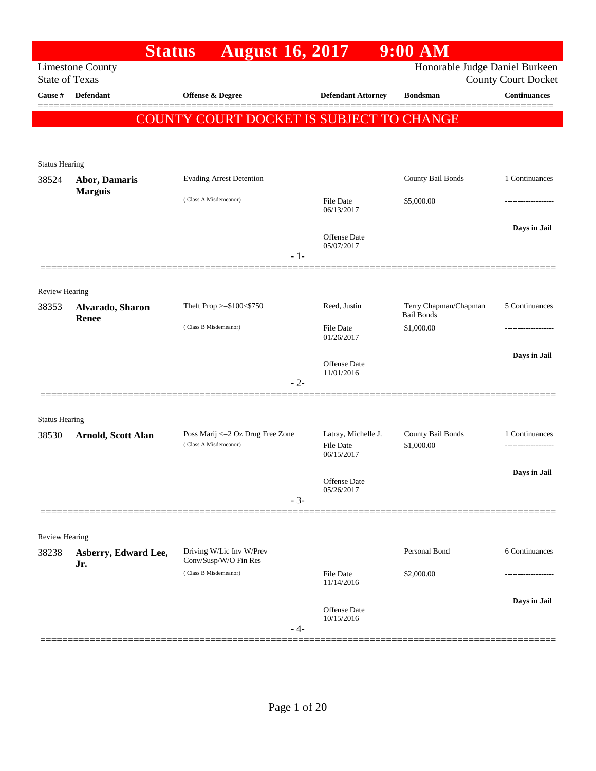# Status August 16, 2017 9:00 AM

Limestone County
State of Texas

Honorable Judge Daniel Burkeen
County Court Docket

| Cause # | Defendant | Offense & Degree | Defendant Attorney | Bondsman | Continuances |
|---|---|---|---|---|---|

**COUNTY COURT DOCKET IS SUBJECT TO CHANGE**

Status Hearing

| Cause # | Defendant | Offense & Degree | Defendant Attorney | Bondsman | Continuances |
|---|---|---|---|---|---|
| 38524 | **Abor, Damaris Marguis** | Evading Arrest Detention | | County Bail Bonds | 1 Continuances |
| | | ( Class A Misdemeanor) | File Date 06/13/2017 | $5,000.00 | ------------------- |
| | | | Offense Date 05/07/2017 | | **Days in Jail** |

- 1-

Review Hearing

| Cause # | Defendant | Offense & Degree | Defendant Attorney | Bondsman | Continuances |
|---|---|---|---|---|---|
| 38353 | **Alvarado, Sharon Renee** | Theft Prop >=$100<$750 | Reed, Justin | Terry Chapman/Chapman Bail Bonds | 5 Continuances |
| | | ( Class B Misdemeanor) | File Date 01/26/2017 | $1,000.00 | ------------------- |
| | | | Offense Date 11/01/2016 | | **Days in Jail** |

- 2-

Status Hearing

| Cause # | Defendant | Offense & Degree | Defendant Attorney | Bondsman | Continuances |
|---|---|---|---|---|---|
| 38530 | **Arnold, Scott Alan** | Poss Marij <=2 Oz Drug Free Zone | Latray, Michelle J. | County Bail Bonds | 1 Continuances |
| | | ( Class A Misdemeanor) | File Date 06/15/2017 | $1,000.00 | ------------------- |
| | | | Offense Date 05/26/2017 | | **Days in Jail** |

- 3-

Review Hearing

| Cause # | Defendant | Offense & Degree | Defendant Attorney | Bondsman | Continuances |
|---|---|---|---|---|---|
| 38238 | **Asberry, Edward Lee, Jr.** | Driving W/Lic Inv W/Prev Conv/Susp/W/O Fin Res | | Personal Bond | 6 Continuances |
| | | ( Class B Misdemeanor) | File Date 11/14/2016 | $2,000.00 | ------------------- |
| | | | Offense Date 10/15/2016 | | **Days in Jail** |

- 4-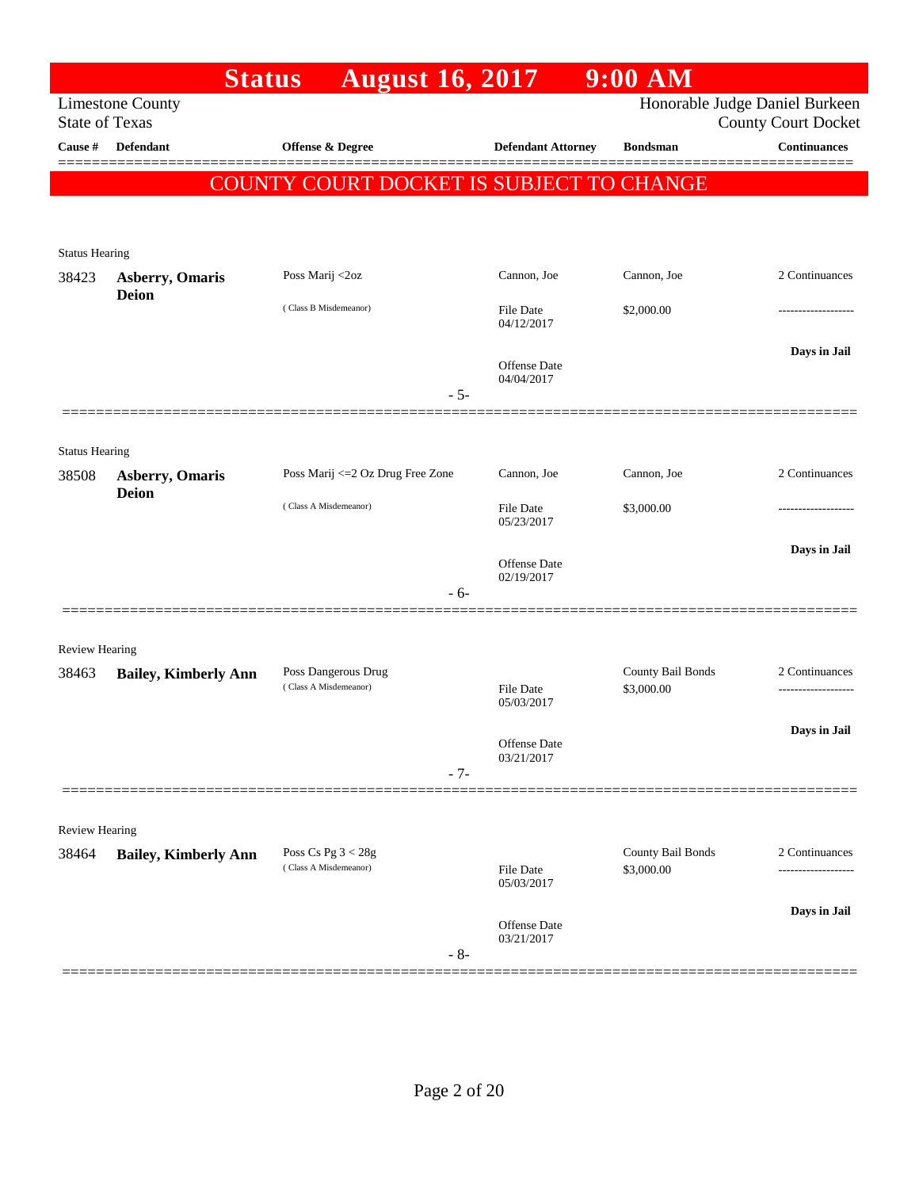# Status August 16, 2017 9:00 AM

Limestone County
State of Texas

Honorable Judge Daniel Burkeen
County Court Docket

| Cause # | Defendant | Offense & Degree | Defendant Attorney | Bondsman | Continuances |
|---|---|---|---|---|---|

COUNTY COURT DOCKET IS SUBJECT TO CHANGE

Status Hearing

| Cause # | Defendant | Offense & Degree | Defendant Attorney | Bondsman | Continuances |
|---|---|---|---|---|---|
| 38423 | **Asberry, Omaris Deion** | Poss Marij <2oz (Class B Misdemeanor) | Cannon, Joe | Cannon, Joe | 2 Continuances |
| | | | File Date 04/12/2017 | $2,000.00 | ------------------- |
| | | | Offense Date 04/04/2017 | | **Days in Jail** |

- 5-

Status Hearing

| Cause # | Defendant | Offense & Degree | Defendant Attorney | Bondsman | Continuances |
|---|---|---|---|---|---|
| 38508 | **Asberry, Omaris Deion** | Poss Marij <=2 Oz Drug Free Zone (Class A Misdemeanor) | Cannon, Joe | Cannon, Joe | 2 Continuances |
| | | | File Date 05/23/2017 | $3,000.00 | ------------------- |
| | | | Offense Date 02/19/2017 | | **Days in Jail** |

- 6-

Review Hearing

| Cause # | Defendant | Offense & Degree | Defendant Attorney | Bondsman | Continuances |
|---|---|---|---|---|---|
| 38463 | **Bailey, Kimberly Ann** | Poss Dangerous Drug (Class A Misdemeanor) | | County Bail Bonds | 2 Continuances |
| | | | File Date 05/03/2017 | $3,000.00 | ------------------- |
| | | | Offense Date 03/21/2017 | | **Days in Jail** |

- 7-

Review Hearing

| Cause # | Defendant | Offense & Degree | Defendant Attorney | Bondsman | Continuances |
|---|---|---|---|---|---|
| 38464 | **Bailey, Kimberly Ann** | Poss Cs Pg 3 < 28g (Class A Misdemeanor) | | County Bail Bonds | 2 Continuances |
| | | | File Date 05/03/2017 | $3,000.00 | ------------------- |
| | | | Offense Date 03/21/2017 | | **Days in Jail** |

- 8-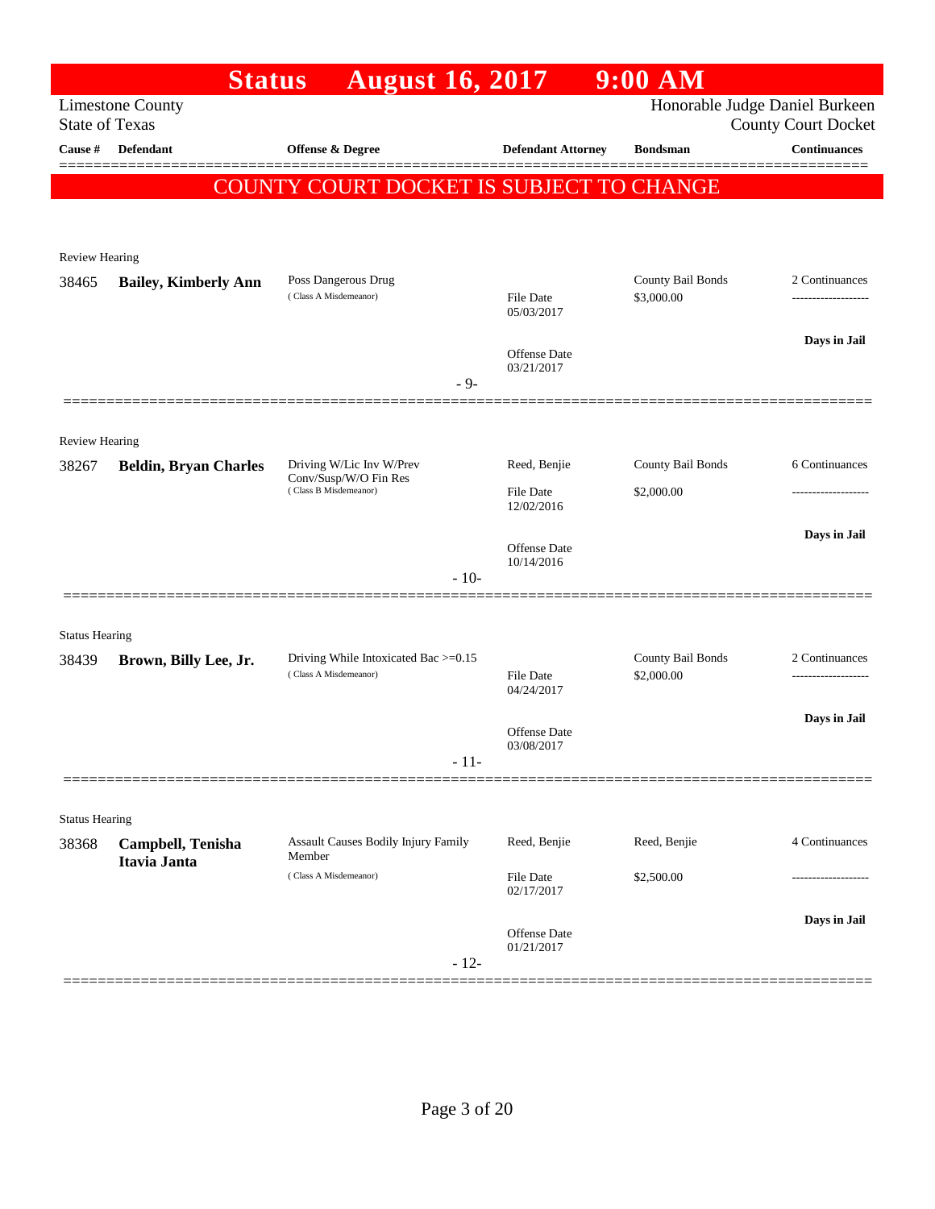# Status August 16, 2017 9:00 AM

Limestone County
State of Texas

Honorable Judge Daniel Burkeen
County Court Docket

**COUNTY COURT DOCKET IS SUBJECT TO CHANGE**

| Cause # | Defendant | Offense & Degree | Defendant Attorney | Bondsman | Continuances |
|---|---|---|---|---|---|
| **Review Hearing** | | | | | |
| 38465 | **Bailey, Kimberly Ann** | Poss Dangerous Drug (Class A Misdemeanor) | File Date 05/03/2017; Offense Date 03/21/2017 | County Bail Bonds $3,000.00 | 2 Continuances; Days in Jail |
| | | - 9- | | | |
| **Review Hearing** | | | | | |
| 38267 | **Beldin, Bryan Charles** | Driving W/Lic Inv W/Prev Conv/Susp/W/O Fin Res (Class B Misdemeanor) | Reed, Benjie; File Date 12/02/2016; Offense Date 10/14/2016 | County Bail Bonds $2,000.00 | 6 Continuances; Days in Jail |
| | | - 10- | | | |
| **Status Hearing** | | | | | |
| 38439 | **Brown, Billy Lee, Jr.** | Driving While Intoxicated Bac >=0.15 (Class A Misdemeanor) | File Date 04/24/2017; Offense Date 03/08/2017 | County Bail Bonds $2,000.00 | 2 Continuances; Days in Jail |
| | | - 11- | | | |
| **Status Hearing** | | | | | |
| 38368 | **Campbell, Tenisha Itavia Janta** | Assault Causes Bodily Injury Family Member (Class A Misdemeanor) | Reed, Benjie; File Date 02/17/2017; Offense Date 01/21/2017 | Reed, Benjie $2,500.00 | 4 Continuances; Days in Jail |
| | | - 12- | | | |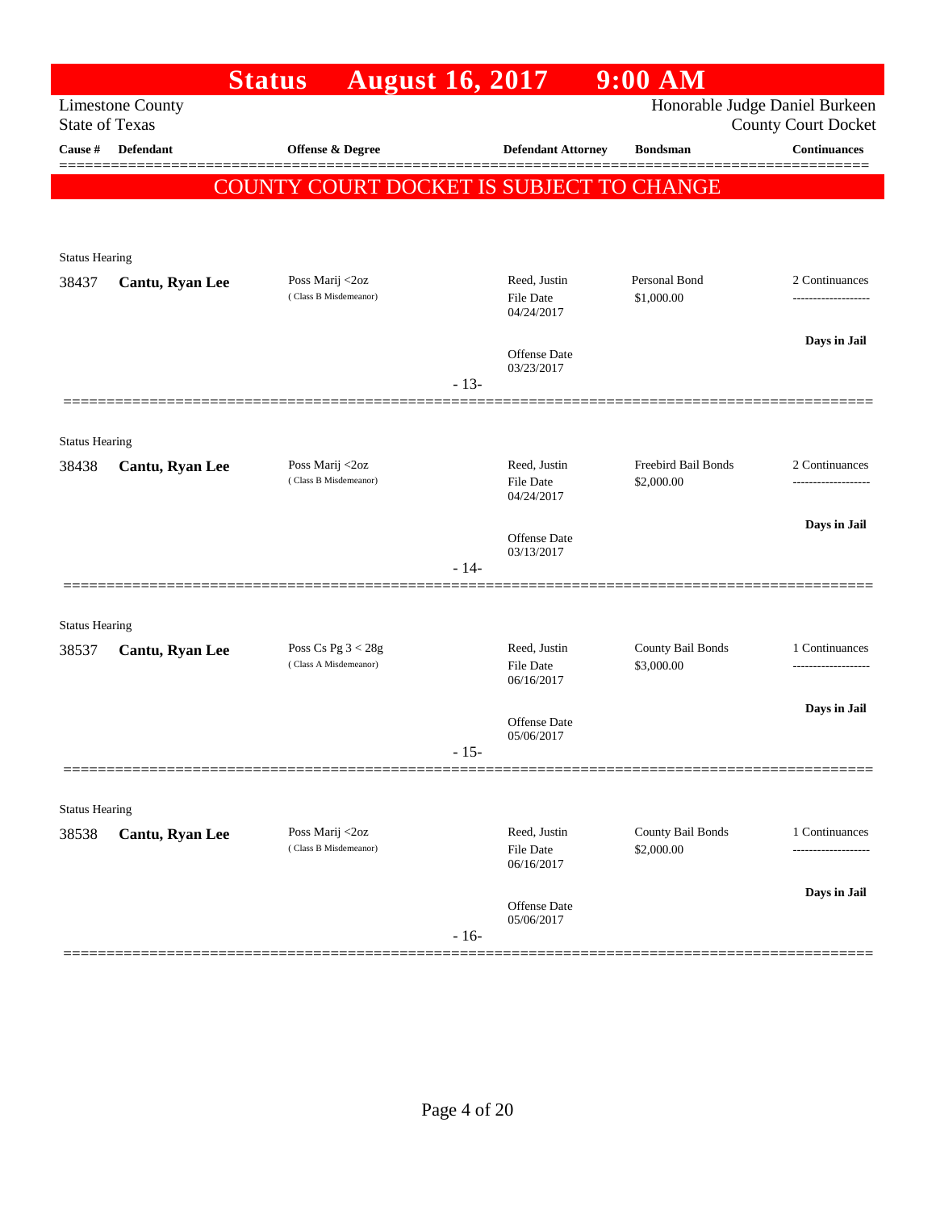# Status August 16, 2017 9:00 AM

Limestone County
State of Texas

Honorable Judge Daniel Burkeen
County Court Docket

| Cause # | Defendant | Offense & Degree | Defendant Attorney | Bondsman | Continuances |
|---|---|---|---|---|---|

**COUNTY COURT DOCKET IS SUBJECT TO CHANGE**

Status Hearing

| Cause # | Defendant | Offense & Degree | Defendant Attorney | Bondsman | Continuances |
|---|---|---|---|---|---|
| 38437 | **Cantu, Ryan Lee** | Poss Marij <2oz (Class B Misdemeanor) | Reed, Justin<br>File Date 04/24/2017<br>Offense Date 03/23/2017 | Personal Bond<br>$1,000.00 | 2 Continuances<br>-------------------<br>**Days in Jail** |

- 13-

Status Hearing

| Cause # | Defendant | Offense & Degree | Defendant Attorney | Bondsman | Continuances |
|---|---|---|---|---|---|
| 38438 | **Cantu, Ryan Lee** | Poss Marij <2oz (Class B Misdemeanor) | Reed, Justin<br>File Date 04/24/2017<br>Offense Date 03/13/2017 | Freebird Bail Bonds<br>$2,000.00 | 2 Continuances<br>-------------------<br>**Days in Jail** |

- 14-

Status Hearing

| Cause # | Defendant | Offense & Degree | Defendant Attorney | Bondsman | Continuances |
|---|---|---|---|---|---|
| 38537 | **Cantu, Ryan Lee** | Poss Cs Pg 3 < 28g (Class A Misdemeanor) | Reed, Justin<br>File Date 06/16/2017<br>Offense Date 05/06/2017 | County Bail Bonds<br>$3,000.00 | 1 Continuances<br>-------------------<br>**Days in Jail** |

- 15-

Status Hearing

| Cause # | Defendant | Offense & Degree | Defendant Attorney | Bondsman | Continuances |
|---|---|---|---|---|---|
| 38538 | **Cantu, Ryan Lee** | Poss Marij <2oz (Class B Misdemeanor) | Reed, Justin<br>File Date 06/16/2017<br>Offense Date 05/06/2017 | County Bail Bonds<br>$2,000.00 | 1 Continuances<br>-------------------<br>**Days in Jail** |

- 16-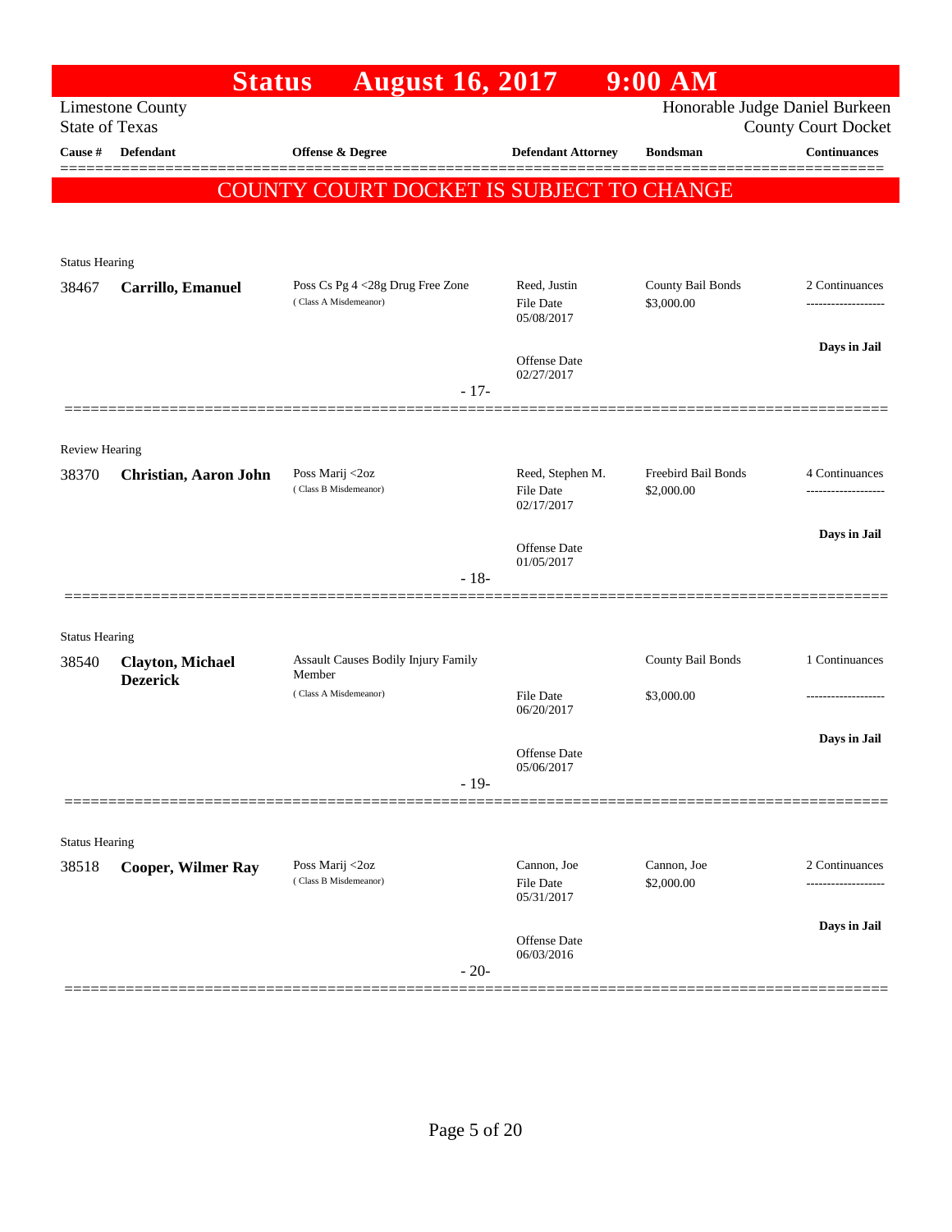# Status August 16, 2017 9:00 AM

Limestone County
State of Texas

Honorable Judge Daniel Burkeen
County Court Docket

| Cause # | Defendant | Offense & Degree | Defendant Attorney | Bondsman | Continuances |
|---|---|---|---|---|---|

**COUNTY COURT DOCKET IS SUBJECT TO CHANGE**

Status Hearing

| Cause # | Defendant | Offense & Degree | Defendant Attorney | Bondsman | Continuances |
|---|---|---|---|---|---|
| 38467 | **Carrillo, Emanuel** | Poss Cs Pg 4 <28g Drug Free Zone (Class A Misdemeanor) | Reed, Justin<br>File Date 05/08/2017<br>Offense Date 02/27/2017 | County Bail Bonds<br>$3,000.00 | 2 Continuances<br>Days in Jail |

- 17-

Review Hearing

| Cause # | Defendant | Offense & Degree | Defendant Attorney | Bondsman | Continuances |
|---|---|---|---|---|---|
| 38370 | **Christian, Aaron John** | Poss Marij <2oz (Class B Misdemeanor) | Reed, Stephen M.<br>File Date 02/17/2017<br>Offense Date 01/05/2017 | Freebird Bail Bonds<br>$2,000.00 | 4 Continuances<br>Days in Jail |

- 18-

Status Hearing

| Cause # | Defendant | Offense & Degree | Defendant Attorney | Bondsman | Continuances |
|---|---|---|---|---|---|
| 38540 | **Clayton, Michael Dezerick** | Assault Causes Bodily Injury Family Member (Class A Misdemeanor) | File Date 06/20/2017<br>Offense Date 05/06/2017 | County Bail Bonds<br>$3,000.00 | 1 Continuances<br>Days in Jail |

- 19-

Status Hearing

| Cause # | Defendant | Offense & Degree | Defendant Attorney | Bondsman | Continuances |
|---|---|---|---|---|---|
| 38518 | **Cooper, Wilmer Ray** | Poss Marij <2oz (Class B Misdemeanor) | Cannon, Joe<br>File Date 05/31/2017<br>Offense Date 06/03/2016 | Cannon, Joe<br>$2,000.00 | 2 Continuances<br>Days in Jail |

- 20-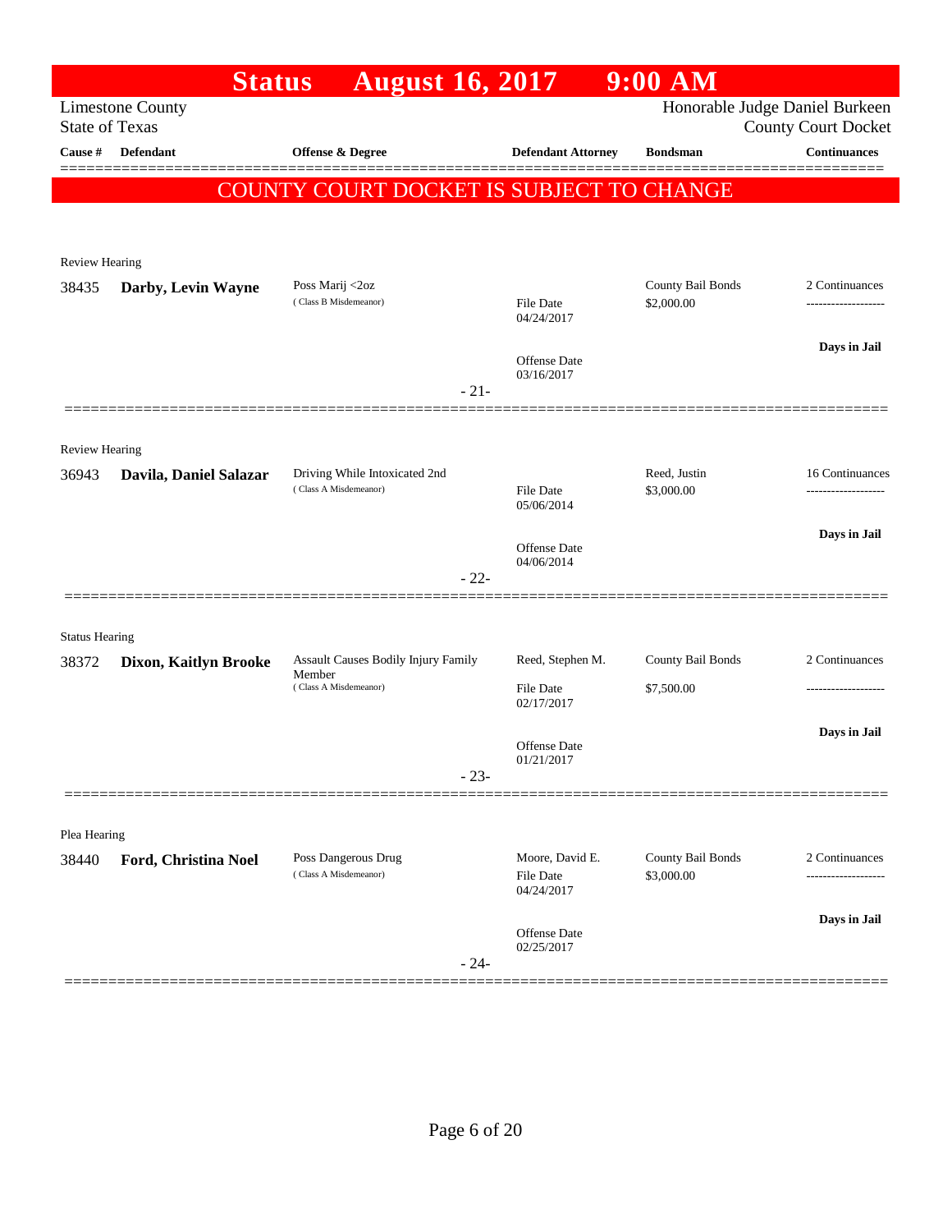# Status August 16, 2017 9:00 AM

Limestone County
State of Texas

Honorable Judge Daniel Burkeen
County Court Docket

| Cause # | Defendant | Offense & Degree | Defendant Attorney | Bondsman | Continuances |
|---|---|---|---|---|---|

**COUNTY COURT DOCKET IS SUBJECT TO CHANGE**

---

Review Hearing

| Cause # | Defendant | Offense & Degree | Defendant Attorney | Bondsman | Continuances |
|---|---|---|---|---|---|
| 38435 | **Darby, Levin Wayne** | Poss Marij <2oz (Class B Misdemeanor) | File Date 04/24/2017<br>Offense Date 03/16/2017 | County Bail Bonds<br>$2,000.00 | 2 Continuances<br>Days in Jail |

- 21-

---

Review Hearing

| Cause # | Defendant | Offense & Degree | Defendant Attorney | Bondsman | Continuances |
|---|---|---|---|---|---|
| 36943 | **Davila, Daniel Salazar** | Driving While Intoxicated 2nd (Class A Misdemeanor) | File Date 05/06/2014<br>Offense Date 04/06/2014 | Reed, Justin<br>$3,000.00 | 16 Continuances<br>Days in Jail |

- 22-

---

Status Hearing

| Cause # | Defendant | Offense & Degree | Defendant Attorney | Bondsman | Continuances |
|---|---|---|---|---|---|
| 38372 | **Dixon, Kaitlyn Brooke** | Assault Causes Bodily Injury Family Member (Class A Misdemeanor) | Reed, Stephen M.<br>File Date 02/17/2017<br>Offense Date 01/21/2017 | County Bail Bonds<br>$7,500.00 | 2 Continuances<br>Days in Jail |

- 23-

---

Plea Hearing

| Cause # | Defendant | Offense & Degree | Defendant Attorney | Bondsman | Continuances |
|---|---|---|---|---|---|
| 38440 | **Ford, Christina Noel** | Poss Dangerous Drug (Class A Misdemeanor) | Moore, David E.<br>File Date 04/24/2017<br>Offense Date 02/25/2017 | County Bail Bonds<br>$3,000.00 | 2 Continuances<br>Days in Jail |

- 24-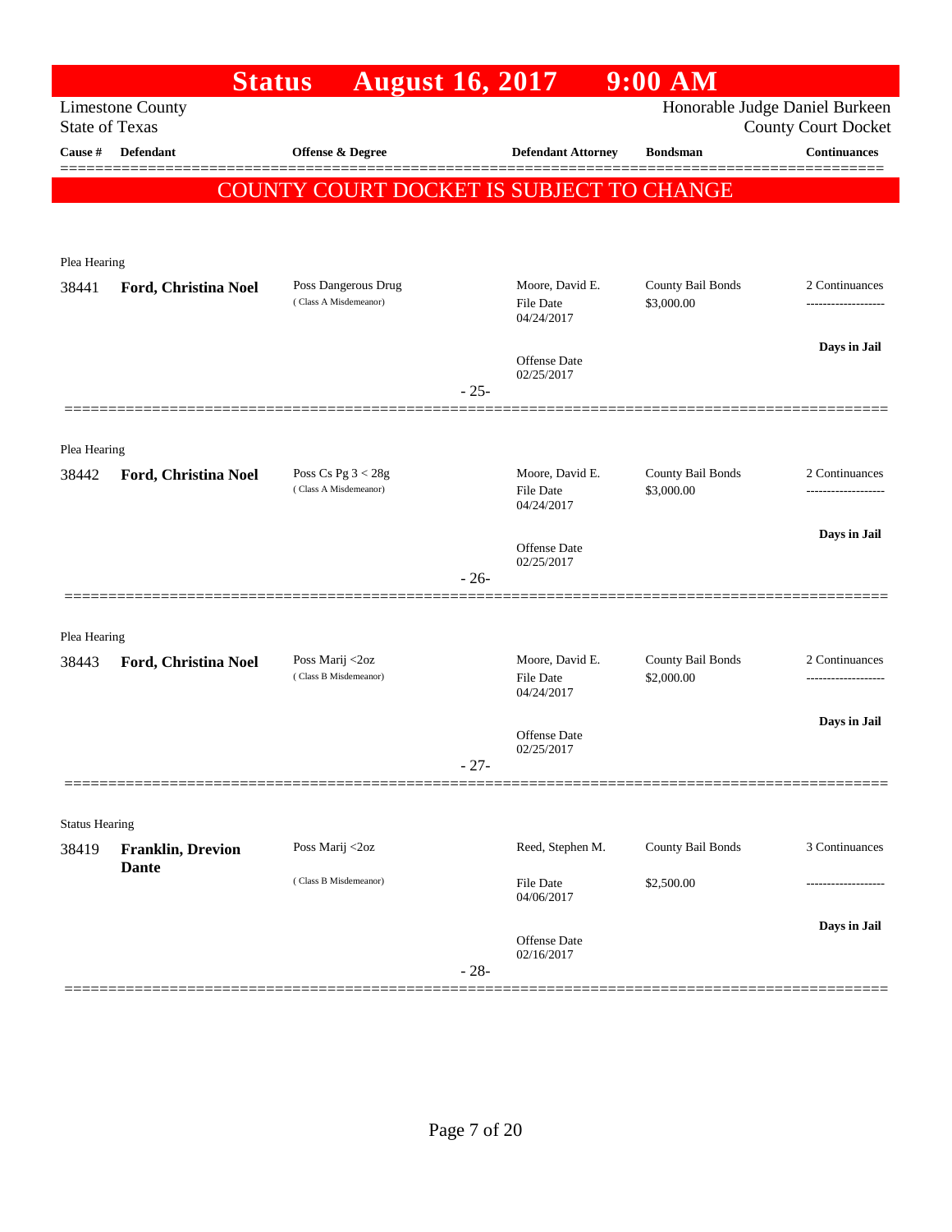# Status August 16, 2017 9:00 AM

Limestone County
State of Texas

Honorable Judge Daniel Burkeen
County Court Docket

| Cause # | Defendant | Offense & Degree | Defendant Attorney | Bondsman | Continuances |
|---|---|---|---|---|---|

COUNTY COURT DOCKET IS SUBJECT TO CHANGE

Plea Hearing

| Cause # | Defendant | Offense & Degree | Defendant Attorney | Bondsman | Continuances |
|---|---|---|---|---|---|
| 38441 | **Ford, Christina Noel** | Poss Dangerous Drug (Class A Misdemeanor) | Moore, David E. File Date 04/24/2017 Offense Date 02/25/2017 | County Bail Bonds $3,000.00 | 2 Continuances ------------------- **Days in Jail** |

- 25-

Plea Hearing

| Cause # | Defendant | Offense & Degree | Defendant Attorney | Bondsman | Continuances |
|---|---|---|---|---|---|
| 38442 | **Ford, Christina Noel** | Poss Cs Pg 3 < 28g (Class A Misdemeanor) | Moore, David E. File Date 04/24/2017 Offense Date 02/25/2017 | County Bail Bonds $3,000.00 | 2 Continuances ------------------- **Days in Jail** |

- 26-

Plea Hearing

| Cause # | Defendant | Offense & Degree | Defendant Attorney | Bondsman | Continuances |
|---|---|---|---|---|---|
| 38443 | **Ford, Christina Noel** | Poss Marij <2oz (Class B Misdemeanor) | Moore, David E. File Date 04/24/2017 Offense Date 02/25/2017 | County Bail Bonds $2,000.00 | 2 Continuances ------------------- **Days in Jail** |

- 27-

Status Hearing

| Cause # | Defendant | Offense & Degree | Defendant Attorney | Bondsman | Continuances |
|---|---|---|---|---|---|
| 38419 | **Franklin, Drevion Dante** | Poss Marij <2oz (Class B Misdemeanor) | Reed, Stephen M. File Date 04/06/2017 Offense Date 02/16/2017 | County Bail Bonds $2,500.00 | 3 Continuances ------------------- **Days in Jail** |

- 28-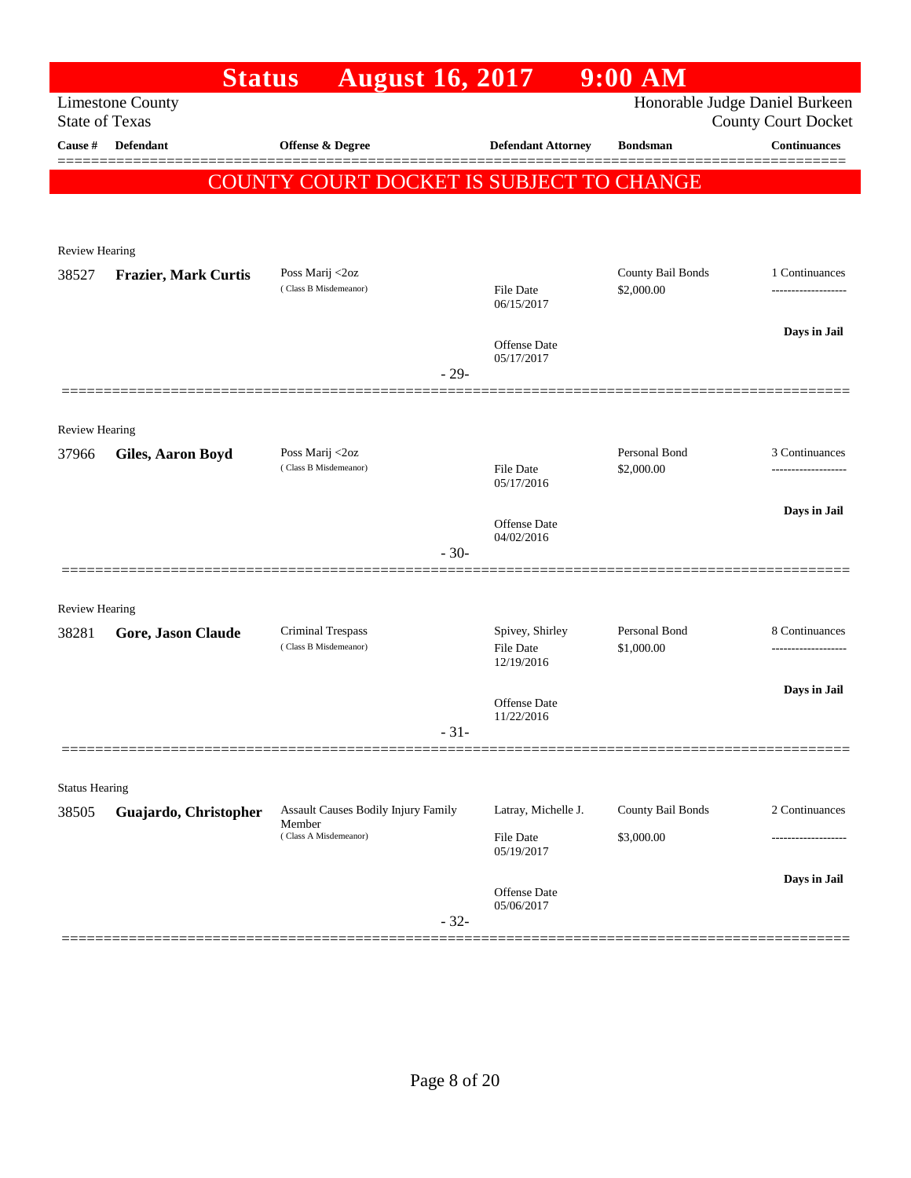# Status August 16, 2017 9:00 AM

Limestone County
State of Texas

Honorable Judge Daniel Burkeen
County Court Docket

| Cause # | Defendant | Offense & Degree | Defendant Attorney | Bondsman | Continuances |
|---|---|---|---|---|---|

**COUNTY COURT DOCKET IS SUBJECT TO CHANGE**

---

Review Hearing

| Cause # | Defendant | Offense & Degree | Defendant Attorney | Bondsman | Continuances |
|---|---|---|---|---|---|
| 38527 | **Frazier, Mark Curtis** | Poss Marij <2oz (Class B Misdemeanor) | File Date 06/15/2017 | County Bail Bonds $2,000.00 | 1 Continuances |
| | | | Offense Date 05/17/2017 | | Days in Jail |

- 29-

---

Review Hearing

| Cause # | Defendant | Offense & Degree | Defendant Attorney | Bondsman | Continuances |
|---|---|---|---|---|---|
| 37966 | **Giles, Aaron Boyd** | Poss Marij <2oz (Class B Misdemeanor) | File Date 05/17/2016 | Personal Bond $2,000.00 | 3 Continuances |
| | | | Offense Date 04/02/2016 | | Days in Jail |

- 30-

---

Review Hearing

| Cause # | Defendant | Offense & Degree | Defendant Attorney | Bondsman | Continuances |
|---|---|---|---|---|---|
| 38281 | **Gore, Jason Claude** | Criminal Trespass (Class B Misdemeanor) | Spivey, Shirley File Date 12/19/2016 | Personal Bond $1,000.00 | 8 Continuances |
| | | | Offense Date 11/22/2016 | | Days in Jail |

- 31-

---

Status Hearing

| Cause # | Defendant | Offense & Degree | Defendant Attorney | Bondsman | Continuances |
|---|---|---|---|---|---|
| 38505 | **Guajardo, Christopher** | Assault Causes Bodily Injury Family Member (Class A Misdemeanor) | Latray, Michelle J. File Date 05/19/2017 | County Bail Bonds $3,000.00 | 2 Continuances |
| | | | Offense Date 05/06/2017 | | Days in Jail |

- 32-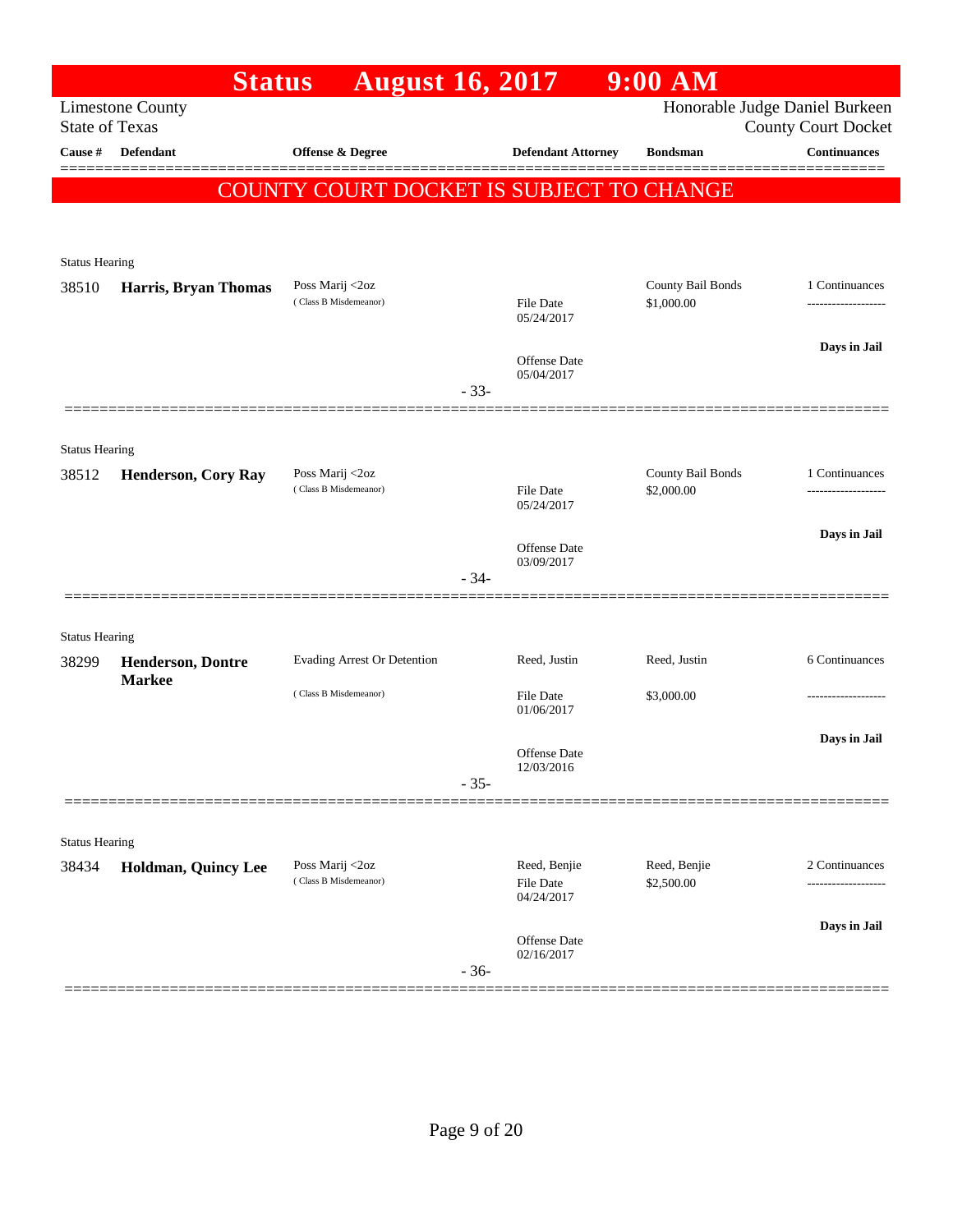# Status August 16, 2017 9:00 AM

Limestone County
State of Texas

Honorable Judge Daniel Burkeen
County Court Docket

COUNTY COURT DOCKET IS SUBJECT TO CHANGE

| Cause # | Defendant | Offense & Degree | Defendant Attorney | Bondsman | Continuances |
|---|---|---|---|---|---|
| **Status Hearing** | | | | | |
| 38510 | **Harris, Bryan Thomas** | Poss Marij <2oz (Class B Misdemeanor) | File Date 05/24/2017; Offense Date 05/04/2017 | County Bail Bonds $1,000.00 | 1 Continuances; Days in Jail |
| | | | - 33- | | |
| **Status Hearing** | | | | | |
| 38512 | **Henderson, Cory Ray** | Poss Marij <2oz (Class B Misdemeanor) | File Date 05/24/2017; Offense Date 03/09/2017 | County Bail Bonds $2,000.00 | 1 Continuances; Days in Jail |
| | | | - 34- | | |
| **Status Hearing** | | | | | |
| 38299 | **Henderson, Dontre Markee** | Evading Arrest Or Detention (Class B Misdemeanor) | Reed, Justin; File Date 01/06/2017; Offense Date 12/03/2016 | Reed, Justin $3,000.00 | 6 Continuances; Days in Jail |
| | | | - 35- | | |
| **Status Hearing** | | | | | |
| 38434 | **Holdman, Quincy Lee** | Poss Marij <2oz (Class B Misdemeanor) | Reed, Benjie; File Date 04/24/2017; Offense Date 02/16/2017 | Reed, Benjie $2,500.00 | 2 Continuances; Days in Jail |
| | | | - 36- | | |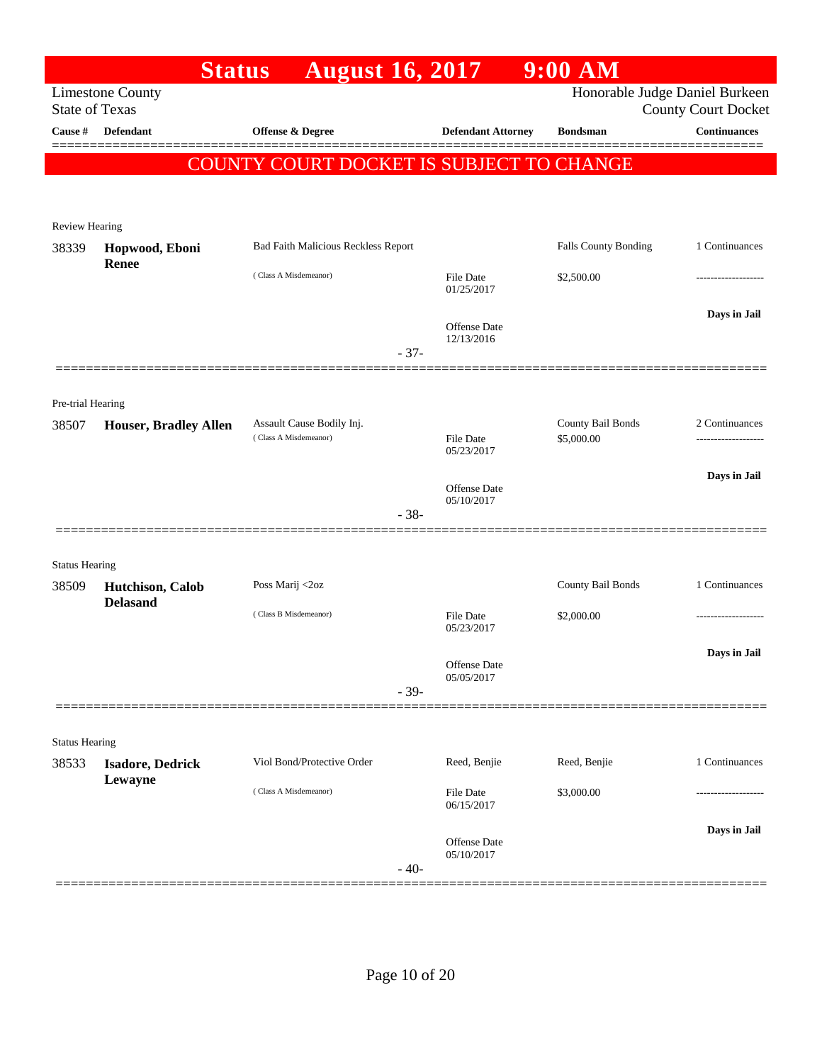# Status August 16, 2017 9:00 AM

Limestone County
State of Texas

Honorable Judge Daniel Burkeen
County Court Docket

| Cause # | Defendant | Offense & Degree | Defendant Attorney | Bondsman | Continuances |
|---|---|---|---|---|---|

**COUNTY COURT DOCKET IS SUBJECT TO CHANGE**

Review Hearing

| Cause # | Defendant | Offense & Degree | Defendant Attorney | Bondsman | Continuances |
|---|---|---|---|---|---|
| 38339 | **Hopwood, Eboni Renee** | Bad Faith Malicious Reckless Report | | Falls County Bonding | 1 Continuances |
| | | (Class A Misdemeanor) | File Date 01/25/2017 | $2,500.00 | ------------------- |
| | | | Offense Date 12/13/2016 | | **Days in Jail** |

- 37-

Pre-trial Hearing

| Cause # | Defendant | Offense & Degree | Defendant Attorney | Bondsman | Continuances |
|---|---|---|---|---|---|
| 38507 | **Houser, Bradley Allen** | Assault Cause Bodily Inj. | | County Bail Bonds | 2 Continuances |
| | | (Class A Misdemeanor) | File Date 05/23/2017 | $5,000.00 | ------------------- |
| | | | Offense Date 05/10/2017 | | **Days in Jail** |

- 38-

Status Hearing

| Cause # | Defendant | Offense & Degree | Defendant Attorney | Bondsman | Continuances |
|---|---|---|---|---|---|
| 38509 | **Hutchison, Calob Delasand** | Poss Marij <2oz | | County Bail Bonds | 1 Continuances |
| | | (Class B Misdemeanor) | File Date 05/23/2017 | $2,000.00 | ------------------- |
| | | | Offense Date 05/05/2017 | | **Days in Jail** |

- 39-

Status Hearing

| Cause # | Defendant | Offense & Degree | Defendant Attorney | Bondsman | Continuances |
|---|---|---|---|---|---|
| 38533 | **Isadore, Dedrick Lewayne** | Viol Bond/Protective Order | Reed, Benjie | Reed, Benjie | 1 Continuances |
| | | (Class A Misdemeanor) | File Date 06/15/2017 | $3,000.00 | ------------------- |
| | | | Offense Date 05/10/2017 | | **Days in Jail** |

- 40-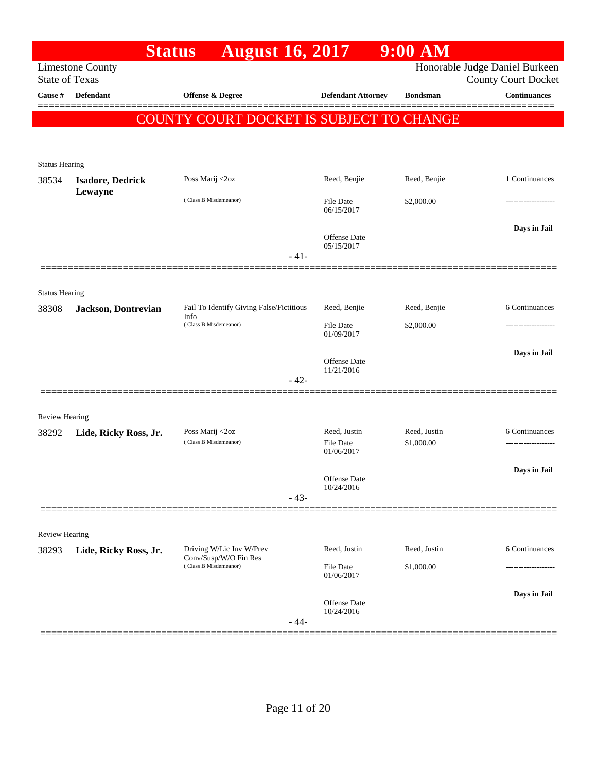# Status August 16, 2017 9:00 AM

Limestone County
State of Texas

Honorable Judge Daniel Burkeen
County Court Docket

**COUNTY COURT DOCKET IS SUBJECT TO CHANGE**

| Cause # | Defendant | Offense & Degree | Defendant Attorney | Bondsman | Continuances |
|---|---|---|---|---|---|
| Status Hearing | | | | | |
| 38534 | **Isadore, Dedrick Lewayne** | Poss Marij <2oz (Class B Misdemeanor) | Reed, Benjie<br>File Date 06/15/2017<br>Offense Date 05/15/2017 | Reed, Benjie<br>$2,000.00 | 1 Continuances<br>-------------------<br>**Days in Jail** |
| | | - 41- | | | |
| Status Hearing | | | | | |
| 38308 | **Jackson, Dontrevian** | Fail To Identify Giving False/Fictitious Info (Class B Misdemeanor) | Reed, Benjie<br>File Date 01/09/2017<br>Offense Date 11/21/2016 | Reed, Benjie<br>$2,000.00 | 6 Continuances<br>-------------------<br>**Days in Jail** |
| | | - 42- | | | |
| Review Hearing | | | | | |
| 38292 | **Lide, Ricky Ross, Jr.** | Poss Marij <2oz (Class B Misdemeanor) | Reed, Justin<br>File Date 01/06/2017<br>Offense Date 10/24/2016 | Reed, Justin<br>$1,000.00 | 6 Continuances<br>-------------------<br>**Days in Jail** |
| | | - 43- | | | |
| Review Hearing | | | | | |
| 38293 | **Lide, Ricky Ross, Jr.** | Driving W/Lic Inv W/Prev Conv/Susp/W/O Fin Res (Class B Misdemeanor) | Reed, Justin<br>File Date 01/06/2017<br>Offense Date 10/24/2016 | Reed, Justin<br>$1,000.00 | 6 Continuances<br>-------------------<br>**Days in Jail** |
| | | - 44- | | | |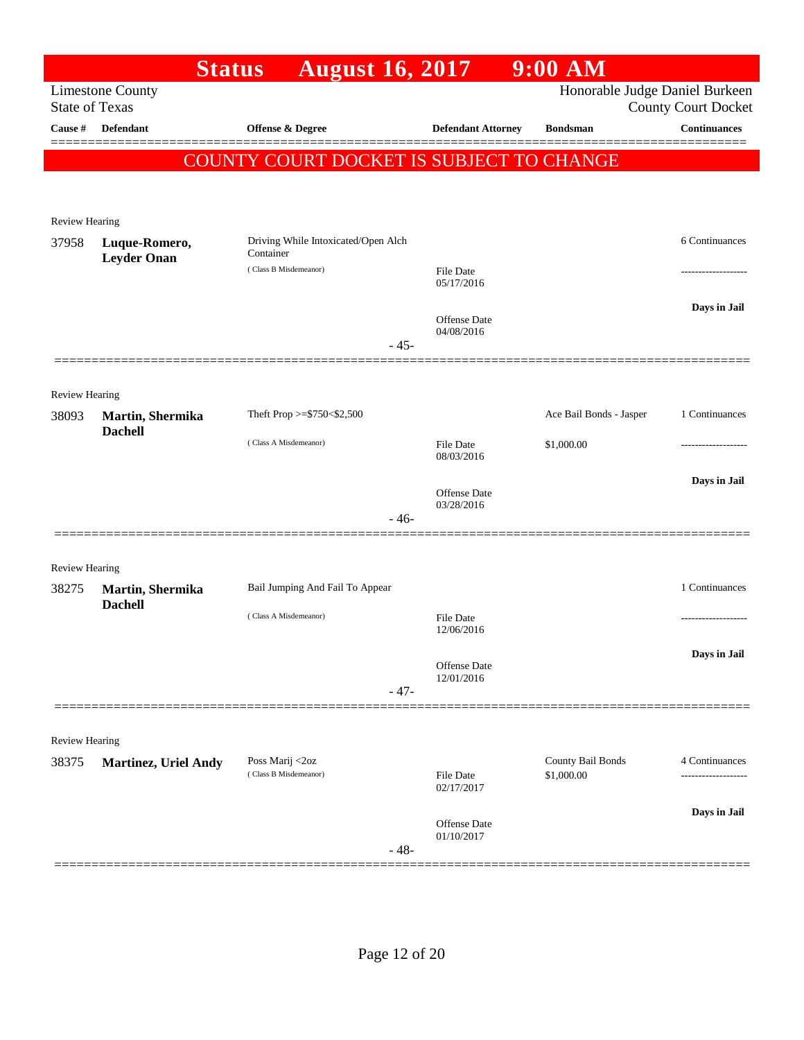# Status August 16, 2017 9:00 AM

Limestone County
State of Texas

Honorable Judge Daniel Burkeen
County Court Docket

**COUNTY COURT DOCKET IS SUBJECT TO CHANGE**

| Cause # | Defendant | Offense & Degree | Defendant Attorney | Bondsman | Continuances |
|---|---|---|---|---|---|
| Review Hearing | | | | | |
| 37958 | **Luque-Romero, Leyder Onan** | Driving While Intoxicated/Open Alch Container (Class B Misdemeanor) | File Date 05/17/2016<br>Offense Date 04/08/2016 | | 6 Continuances<br>-------------------<br>**Days in Jail** |
| | | - 45- | | | |
| Review Hearing | | | | | |
| 38093 | **Martin, Shermika Dachell** | Theft Prop >=$750<$2,500 (Class A Misdemeanor) | File Date 08/03/2016<br>Offense Date 03/28/2016 | Ace Bail Bonds - Jasper<br>$1,000.00 | 1 Continuances<br>-------------------<br>**Days in Jail** |
| | | - 46- | | | |
| Review Hearing | | | | | |
| 38275 | **Martin, Shermika Dachell** | Bail Jumping And Fail To Appear (Class A Misdemeanor) | File Date 12/06/2016<br>Offense Date 12/01/2016 | | 1 Continuances<br>-------------------<br>**Days in Jail** |
| | | - 47- | | | |
| Review Hearing | | | | | |
| 38375 | **Martinez, Uriel Andy** | Poss Marij <2oz (Class B Misdemeanor) | File Date 02/17/2017<br>Offense Date 01/10/2017 | County Bail Bonds<br>$1,000.00 | 4 Continuances<br>-------------------<br>**Days in Jail** |
| | | - 48- | | | |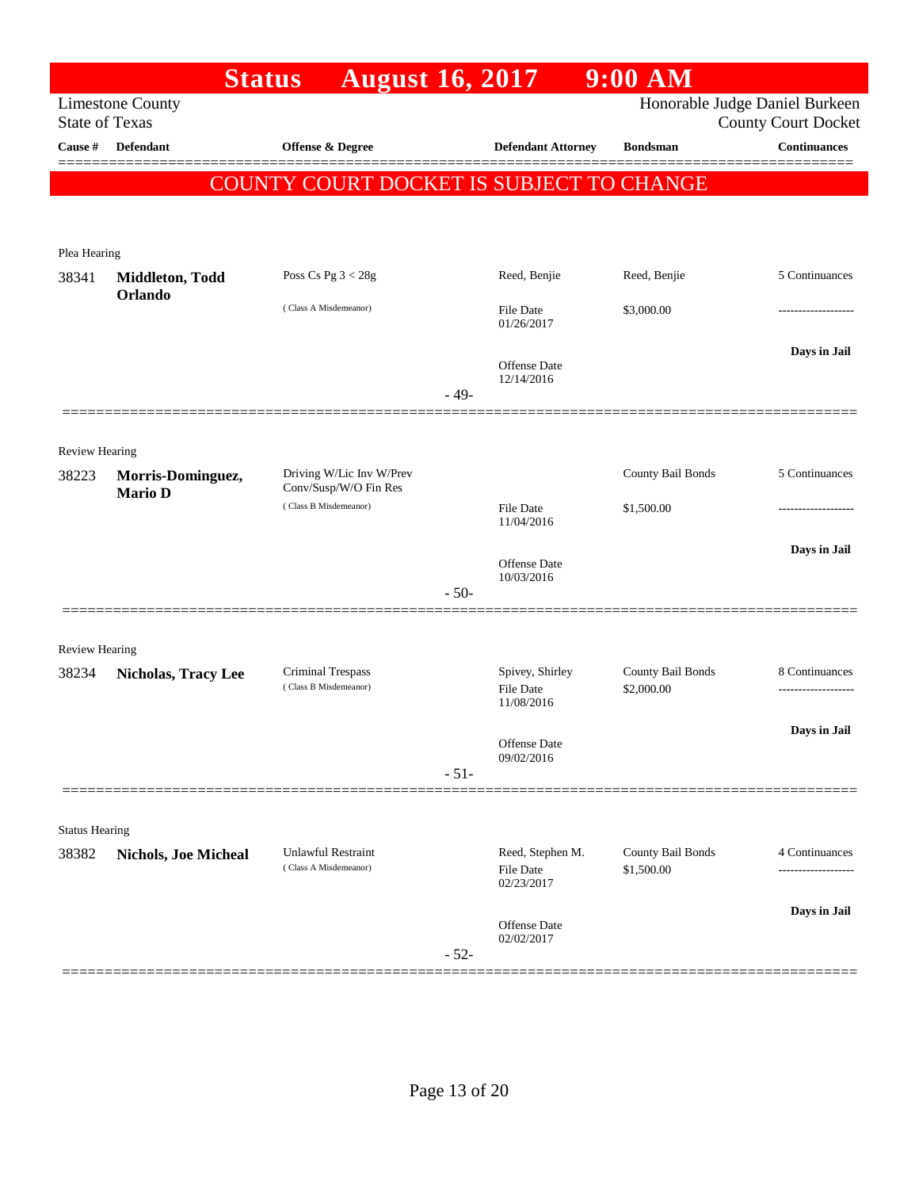# Status August 16, 2017 9:00 AM

Limestone County
State of Texas

Honorable Judge Daniel Burkeen
County Court Docket

| Cause # | Defendant | Offense & Degree | Defendant Attorney | Bondsman | Continuances |
|---|---|---|---|---|---|

**COUNTY COURT DOCKET IS SUBJECT TO CHANGE**

---

Plea Hearing

| Cause # | Defendant | Offense & Degree | Defendant Attorney | Bondsman | Continuances |
|---|---|---|---|---|---|
| 38341 | **Middleton, Todd Orlando** | Poss Cs Pg 3 < 28g<br>( Class A Misdemeanor) | Reed, Benjie<br>File Date 01/26/2017<br>Offense Date 12/14/2016 | Reed, Benjie<br>$3,000.00 | 5 Continuances<br>-------------------<br>**Days in Jail** |

- 49-

---

Review Hearing

| Cause # | Defendant | Offense & Degree | Defendant Attorney | Bondsman | Continuances |
|---|---|---|---|---|---|
| 38223 | **Morris-Dominguez, Mario D** | Driving W/Lic Inv W/Prev Conv/Susp/W/O Fin Res<br>( Class B Misdemeanor) | File Date 11/04/2016<br>Offense Date 10/03/2016 | County Bail Bonds<br>$1,500.00 | 5 Continuances<br>-------------------<br>**Days in Jail** |

- 50-

---

Review Hearing

| Cause # | Defendant | Offense & Degree | Defendant Attorney | Bondsman | Continuances |
|---|---|---|---|---|---|
| 38234 | **Nicholas, Tracy Lee** | Criminal Trespass<br>( Class B Misdemeanor) | Spivey, Shirley<br>File Date 11/08/2016<br>Offense Date 09/02/2016 | County Bail Bonds<br>$2,000.00 | 8 Continuances<br>-------------------<br>**Days in Jail** |

- 51-

---

Status Hearing

| Cause # | Defendant | Offense & Degree | Defendant Attorney | Bondsman | Continuances |
|---|---|---|---|---|---|
| 38382 | **Nichols, Joe Micheal** | Unlawful Restraint<br>( Class A Misdemeanor) | Reed, Stephen M.<br>File Date 02/23/2017<br>Offense Date 02/02/2017 | County Bail Bonds<br>$1,500.00 | 4 Continuances<br>-------------------<br>**Days in Jail** |

- 52-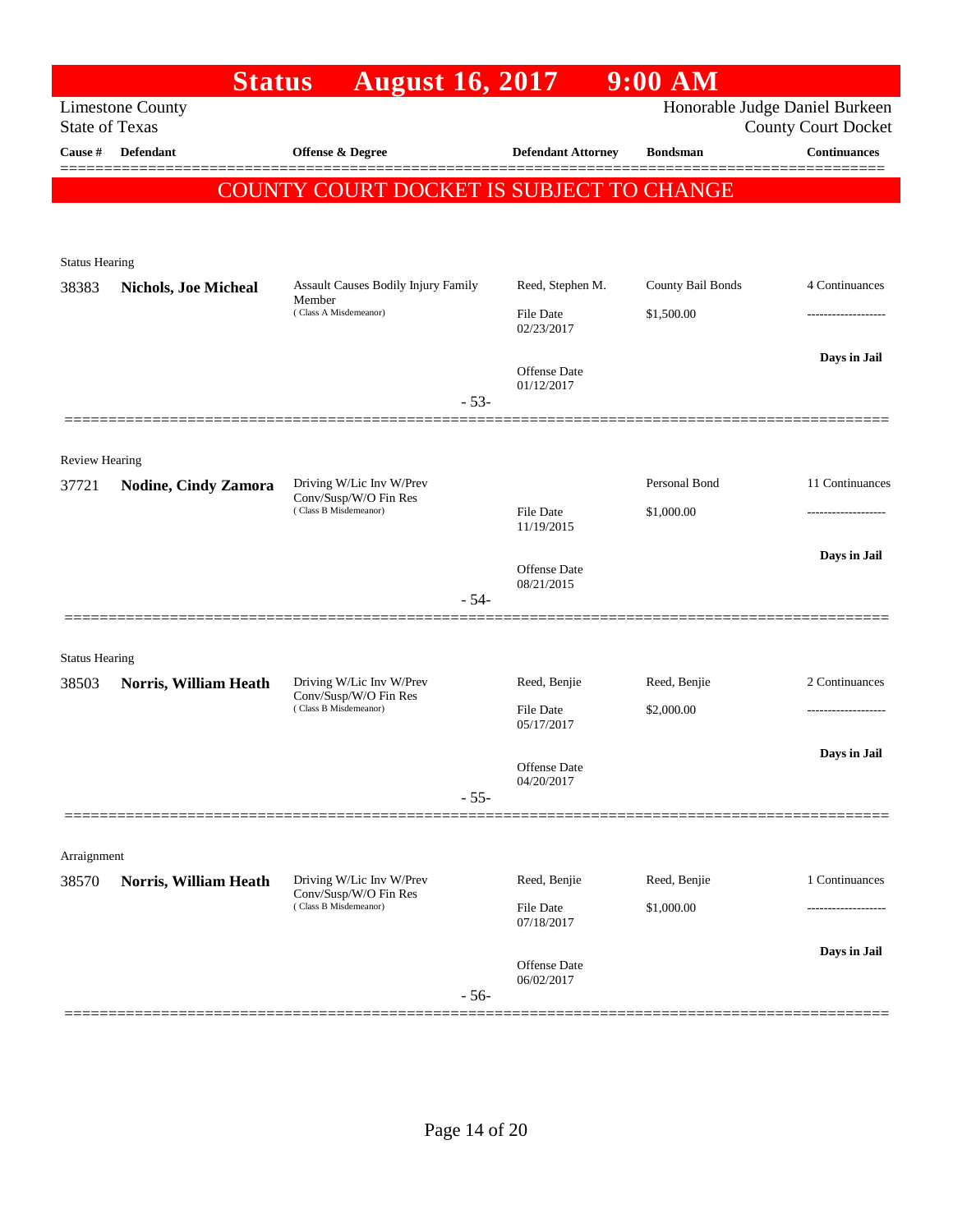# Status August 16, 2017 9:00 AM

Limestone County
State of Texas

Honorable Judge Daniel Burkeen
County Court Docket

| Cause # | Defendant | Offense & Degree | Defendant Attorney | Bondsman | Continuances |
|---|---|---|---|---|---|

**COUNTY COURT DOCKET IS SUBJECT TO CHANGE**

Status Hearing

| Cause # | Defendant | Offense & Degree | Defendant Attorney | Bondsman | Continuances |
|---|---|---|---|---|---|
| 38383 | **Nichols, Joe Micheal** | Assault Causes Bodily Injury Family Member (Class A Misdemeanor) | Reed, Stephen M. | County Bail Bonds | 4 Continuances |
| | | | File Date 02/23/2017 | $1,500.00 | ------------------- |
| | | | Offense Date 01/12/2017 | | **Days in Jail** |

-53-

Review Hearing

| Cause # | Defendant | Offense & Degree | Defendant Attorney | Bondsman | Continuances |
|---|---|---|---|---|---|
| 37721 | **Nodine, Cindy Zamora** | Driving W/Lic Inv W/Prev Conv/Susp/W/O Fin Res (Class B Misdemeanor) | | Personal Bond | 11 Continuances |
| | | | File Date 11/19/2015 | $1,000.00 | ------------------- |
| | | | Offense Date 08/21/2015 | | **Days in Jail** |

-54-

Status Hearing

| Cause # | Defendant | Offense & Degree | Defendant Attorney | Bondsman | Continuances |
|---|---|---|---|---|---|
| 38503 | **Norris, William Heath** | Driving W/Lic Inv W/Prev Conv/Susp/W/O Fin Res (Class B Misdemeanor) | Reed, Benjie | Reed, Benjie | 2 Continuances |
| | | | File Date 05/17/2017 | $2,000.00 | ------------------- |
| | | | Offense Date 04/20/2017 | | **Days in Jail** |

-55-

Arraignment

| Cause # | Defendant | Offense & Degree | Defendant Attorney | Bondsman | Continuances |
|---|---|---|---|---|---|
| 38570 | **Norris, William Heath** | Driving W/Lic Inv W/Prev Conv/Susp/W/O Fin Res (Class B Misdemeanor) | Reed, Benjie | Reed, Benjie | 1 Continuances |
| | | | File Date 07/18/2017 | $1,000.00 | ------------------- |
| | | | Offense Date 06/02/2017 | | **Days in Jail** |

-56-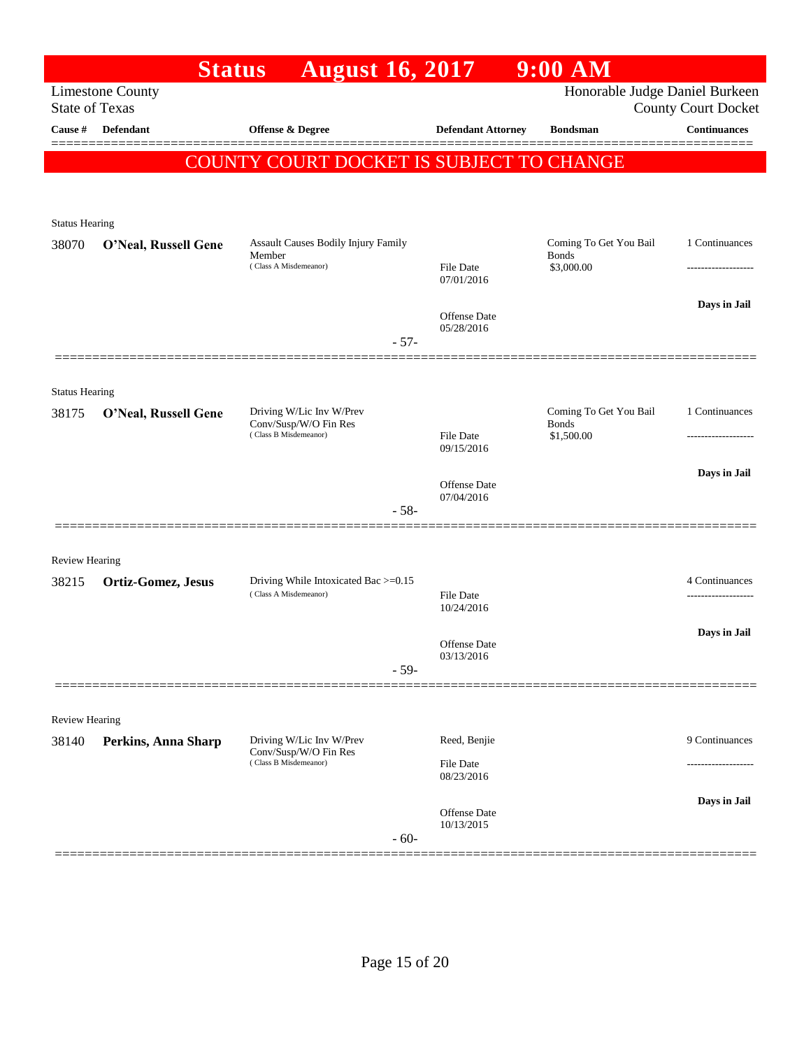# Status August 16, 2017 9:00 AM

Limestone County
State of Texas

Honorable Judge Daniel Burkeen
County Court Docket

| Cause # | Defendant | Offense & Degree | Defendant Attorney | Bondsman | Continuances |
|---|---|---|---|---|---|

**COUNTY COURT DOCKET IS SUBJECT TO CHANGE**

---

Status Hearing

| Cause # | Defendant | Offense & Degree | Defendant Attorney | Bondsman | Continuances |
|---|---|---|---|---|---|
| 38070 | **O'Neal, Russell Gene** | Assault Causes Bodily Injury Family Member (Class A Misdemeanor) | File Date 07/01/2016<br>Offense Date 05/28/2016 | Coming To Get You Bail Bonds<br>$3,000.00 | 1 Continuances<br>-------------------<br>**Days in Jail** |

-57-

---

Status Hearing

| Cause # | Defendant | Offense & Degree | Defendant Attorney | Bondsman | Continuances |
|---|---|---|---|---|---|
| 38175 | **O'Neal, Russell Gene** | Driving W/Lic Inv W/Prev Conv/Susp/W/O Fin Res (Class B Misdemeanor) | File Date 09/15/2016<br>Offense Date 07/04/2016 | Coming To Get You Bail Bonds<br>$1,500.00 | 1 Continuances<br>-------------------<br>**Days in Jail** |

-58-

---

Review Hearing

| Cause # | Defendant | Offense & Degree | Defendant Attorney | Bondsman | Continuances |
|---|---|---|---|---|---|
| 38215 | **Ortiz-Gomez, Jesus** | Driving While Intoxicated Bac >=0.15 (Class A Misdemeanor) | File Date 10/24/2016<br>Offense Date 03/13/2016 | | 4 Continuances<br>-------------------<br>**Days in Jail** |

-59-

---

Review Hearing

| Cause # | Defendant | Offense & Degree | Defendant Attorney | Bondsman | Continuances |
|---|---|---|---|---|---|
| 38140 | **Perkins, Anna Sharp** | Driving W/Lic Inv W/Prev Conv/Susp/W/O Fin Res (Class B Misdemeanor) | Reed, Benjie<br>File Date 08/23/2016<br>Offense Date 10/13/2015 | | 9 Continuances<br>-------------------<br>**Days in Jail** |

-60-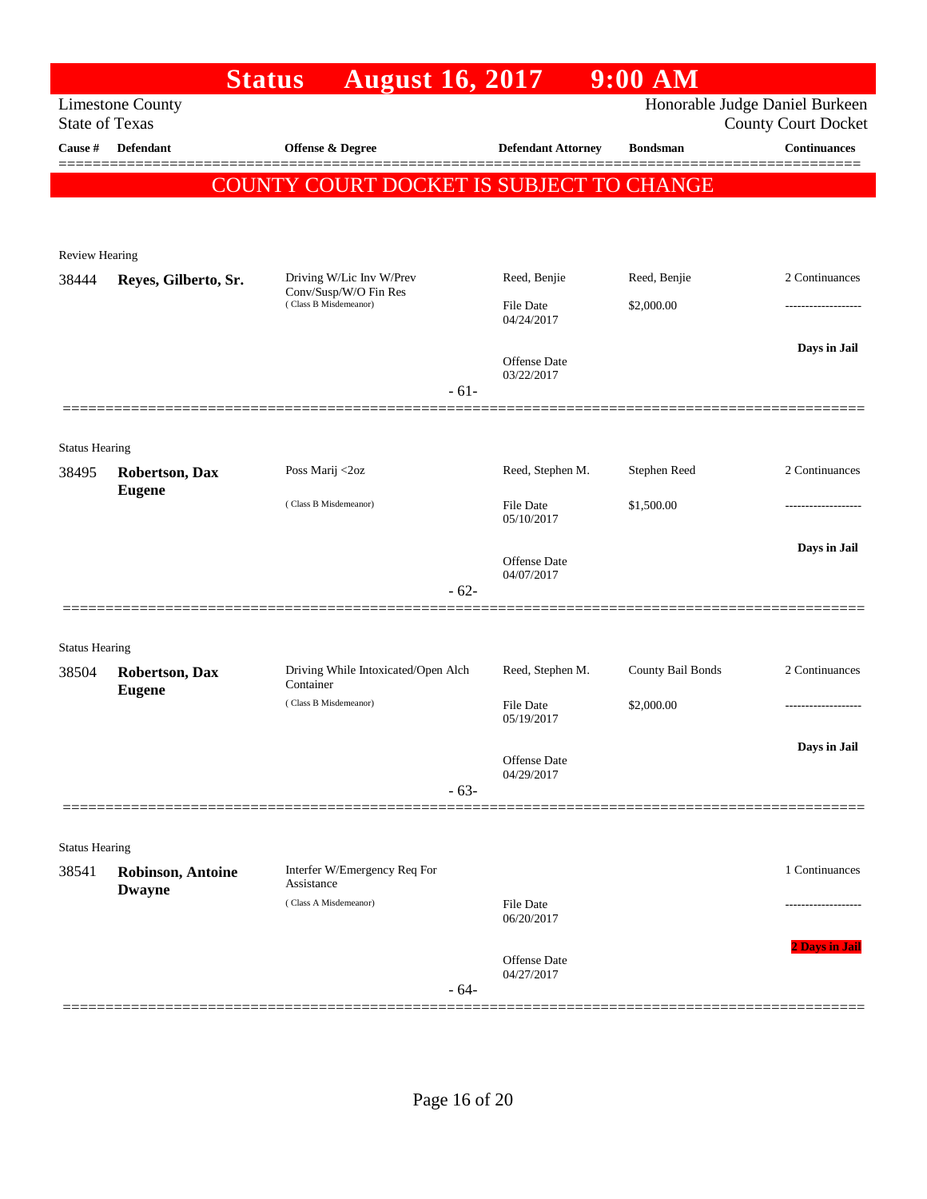# Status August 16, 2017 9:00 AM

Limestone County
State of Texas

Honorable Judge Daniel Burkeen
County Court Docket

| Cause # | Defendant | Offense & Degree | Defendant Attorney | Bondsman | Continuances |
|---|---|---|---|---|---|

**COUNTY COURT DOCKET IS SUBJECT TO CHANGE**

Review Hearing

| Cause # | Defendant | Offense & Degree | Defendant Attorney | Bondsman | Continuances |
|---|---|---|---|---|---|
| 38444 | **Reyes, Gilberto, Sr.** | Driving W/Lic Inv W/Prev Conv/Susp/W/O Fin Res (Class B Misdemeanor) | Reed, Benjie | Reed, Benjie | 2 Continuances |
| | | | File Date 04/24/2017 | $2,000.00 | ------------------- |
| | | | Offense Date 03/22/2017 | | **Days in Jail** |

- 61-

Status Hearing

| Cause # | Defendant | Offense & Degree | Defendant Attorney | Bondsman | Continuances |
|---|---|---|---|---|---|
| 38495 | **Robertson, Dax Eugene** | Poss Marij <2oz (Class B Misdemeanor) | Reed, Stephen M. | Stephen Reed | 2 Continuances |
| | | | File Date 05/10/2017 | $1,500.00 | ------------------- |
| | | | Offense Date 04/07/2017 | | **Days in Jail** |

- 62-

Status Hearing

| Cause # | Defendant | Offense & Degree | Defendant Attorney | Bondsman | Continuances |
|---|---|---|---|---|---|
| 38504 | **Robertson, Dax Eugene** | Driving While Intoxicated/Open Alch Container (Class B Misdemeanor) | Reed, Stephen M. | County Bail Bonds | 2 Continuances |
| | | | File Date 05/19/2017 | $2,000.00 | ------------------- |
| | | | Offense Date 04/29/2017 | | **Days in Jail** |

- 63-

Status Hearing

| Cause # | Defendant | Offense & Degree | Defendant Attorney | Bondsman | Continuances |
|---|---|---|---|---|---|
| 38541 | **Robinson, Antoine Dwayne** | Interfer W/Emergency Req For Assistance (Class A Misdemeanor) | | | 1 Continuances |
| | | | File Date 06/20/2017 | | ------------------- |
| | | | Offense Date 04/27/2017 | | **2 Days in Jail** |

- 64-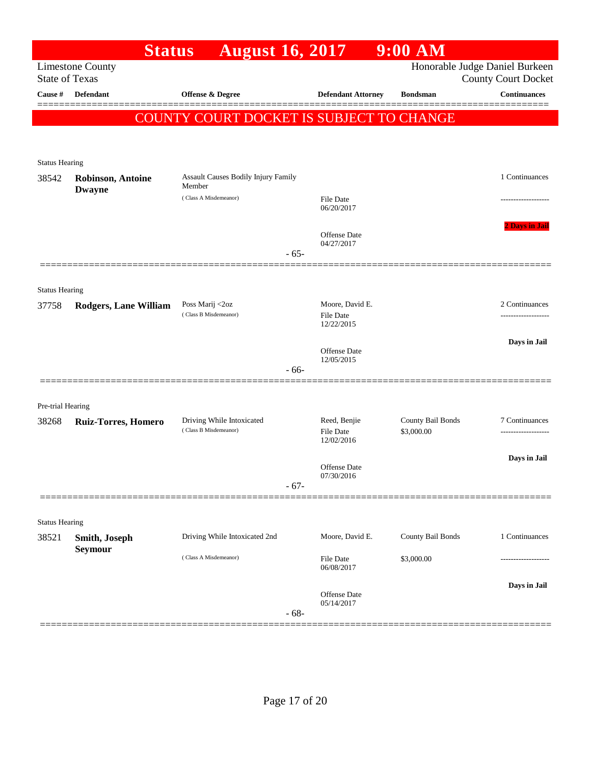# Status August 16, 2017 9:00 AM

Limestone County
State of Texas

Honorable Judge Daniel Burkeen
County Court Docket

| Cause # | Defendant | Offense & Degree | Defendant Attorney | Bondsman | Continuances |
|---|---|---|---|---|---|

**COUNTY COURT DOCKET IS SUBJECT TO CHANGE**

---

Status Hearing

| Cause # | Defendant | Offense & Degree | Defendant Attorney | Bondsman | Continuances |
|---|---|---|---|---|---|
| 38542 | **Robinson, Antoine Dwayne** | Assault Causes Bodily Injury Family Member (Class A Misdemeanor) | File Date 06/20/2017; Offense Date 04/27/2017 | | 1 Continuances; **2 Days in Jail** |

- 65-

---

Status Hearing

| Cause # | Defendant | Offense & Degree | Defendant Attorney | Bondsman | Continuances |
|---|---|---|---|---|---|
| 37758 | **Rodgers, Lane William** | Poss Marij <2oz (Class B Misdemeanor) | Moore, David E.; File Date 12/22/2015; Offense Date 12/05/2015 | | 2 Continuances; **Days in Jail** |

- 66-

---

Pre-trial Hearing

| Cause # | Defendant | Offense & Degree | Defendant Attorney | Bondsman | Continuances |
|---|---|---|---|---|---|
| 38268 | **Ruiz-Torres, Homero** | Driving While Intoxicated (Class B Misdemeanor) | Reed, Benjie; File Date 12/02/2016; Offense Date 07/30/2016 | County Bail Bonds $3,000.00 | 7 Continuances; **Days in Jail** |

- 67-

---

Status Hearing

| Cause # | Defendant | Offense & Degree | Defendant Attorney | Bondsman | Continuances |
|---|---|---|---|---|---|
| 38521 | **Smith, Joseph Seymour** | Driving While Intoxicated 2nd (Class A Misdemeanor) | Moore, David E.; File Date 06/08/2017; Offense Date 05/14/2017 | County Bail Bonds $3,000.00 | 1 Continuances; **Days in Jail** |

- 68-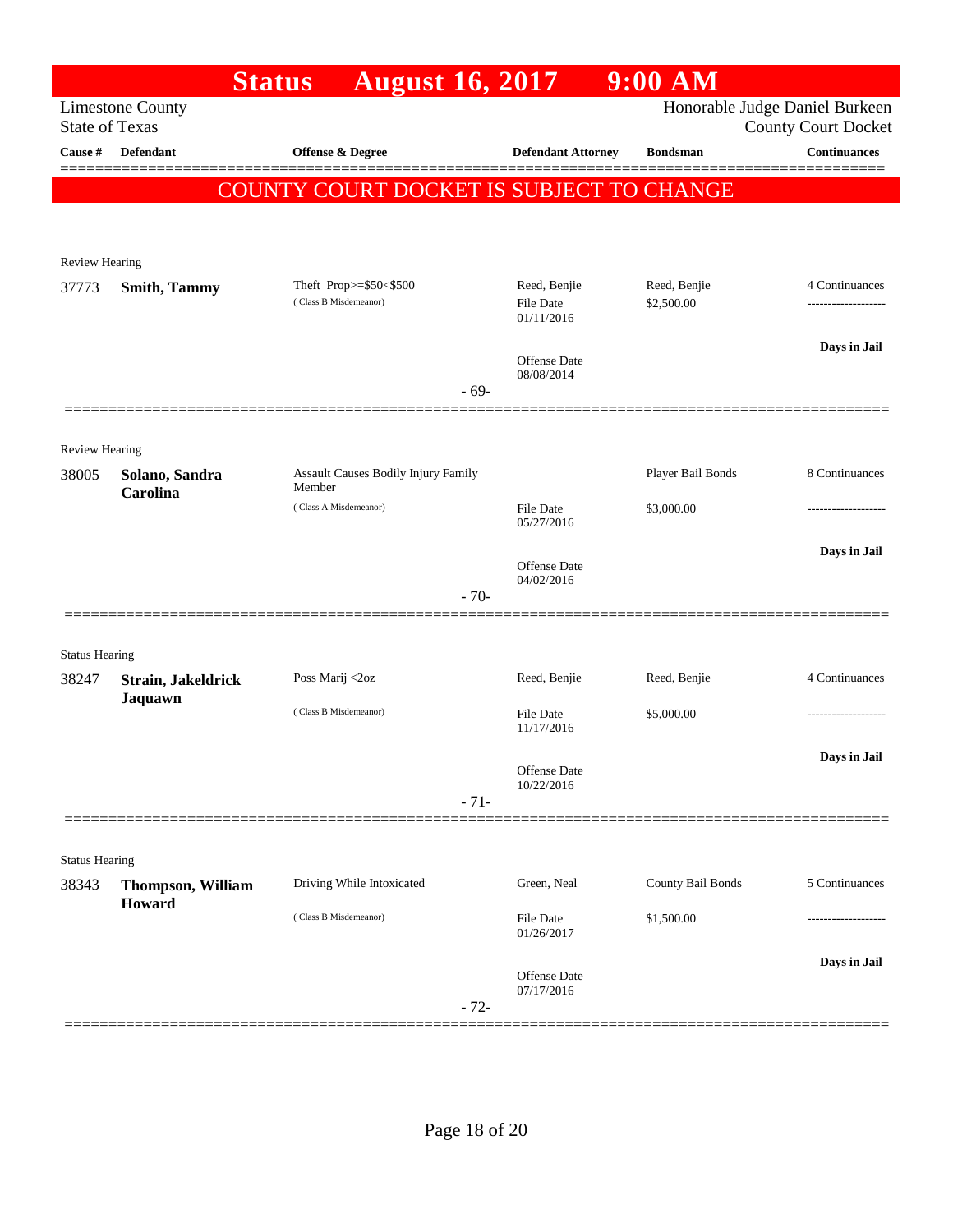# Status August 16, 2017 9:00 AM

Limestone County
State of Texas

Honorable Judge Daniel Burkeen
County Court Docket

| Cause # | Defendant | Offense & Degree | Defendant Attorney | Bondsman | Continuances |
|---|---|---|---|---|---|

## COUNTY COURT DOCKET IS SUBJECT TO CHANGE

Review Hearing

| Cause # | Defendant | Offense & Degree | Defendant Attorney | Bondsman | Continuances |
|---|---|---|---|---|---|
| 37773 | **Smith, Tammy** | Theft Prop>=$50<$500 (Class B Misdemeanor) | Reed, Benjie<br>File Date 01/11/2016<br>Offense Date 08/08/2014 | Reed, Benjie<br>$2,500.00 | 4 Continuances<br>-------------------<br>**Days in Jail** |

- 69-

Review Hearing

| Cause # | Defendant | Offense & Degree | Defendant Attorney | Bondsman | Continuances |
|---|---|---|---|---|---|
| 38005 | **Solano, Sandra Carolina** | Assault Causes Bodily Injury Family Member (Class A Misdemeanor) | File Date 05/27/2016<br>Offense Date 04/02/2016 | Player Bail Bonds<br>$3,000.00 | 8 Continuances<br>-------------------<br>**Days in Jail** |

- 70-

Status Hearing

| Cause # | Defendant | Offense & Degree | Defendant Attorney | Bondsman | Continuances |
|---|---|---|---|---|---|
| 38247 | **Strain, Jakeldrick Jaquawn** | Poss Marij <2oz (Class B Misdemeanor) | Reed, Benjie<br>File Date 11/17/2016<br>Offense Date 10/22/2016 | Reed, Benjie<br>$5,000.00 | 4 Continuances<br>-------------------<br>**Days in Jail** |

- 71-

Status Hearing

| Cause # | Defendant | Offense & Degree | Defendant Attorney | Bondsman | Continuances |
|---|---|---|---|---|---|
| 38343 | **Thompson, William Howard** | Driving While Intoxicated (Class B Misdemeanor) | Green, Neal<br>File Date 01/26/2017<br>Offense Date 07/17/2016 | County Bail Bonds<br>$1,500.00 | 5 Continuances<br>-------------------<br>**Days in Jail** |

- 72-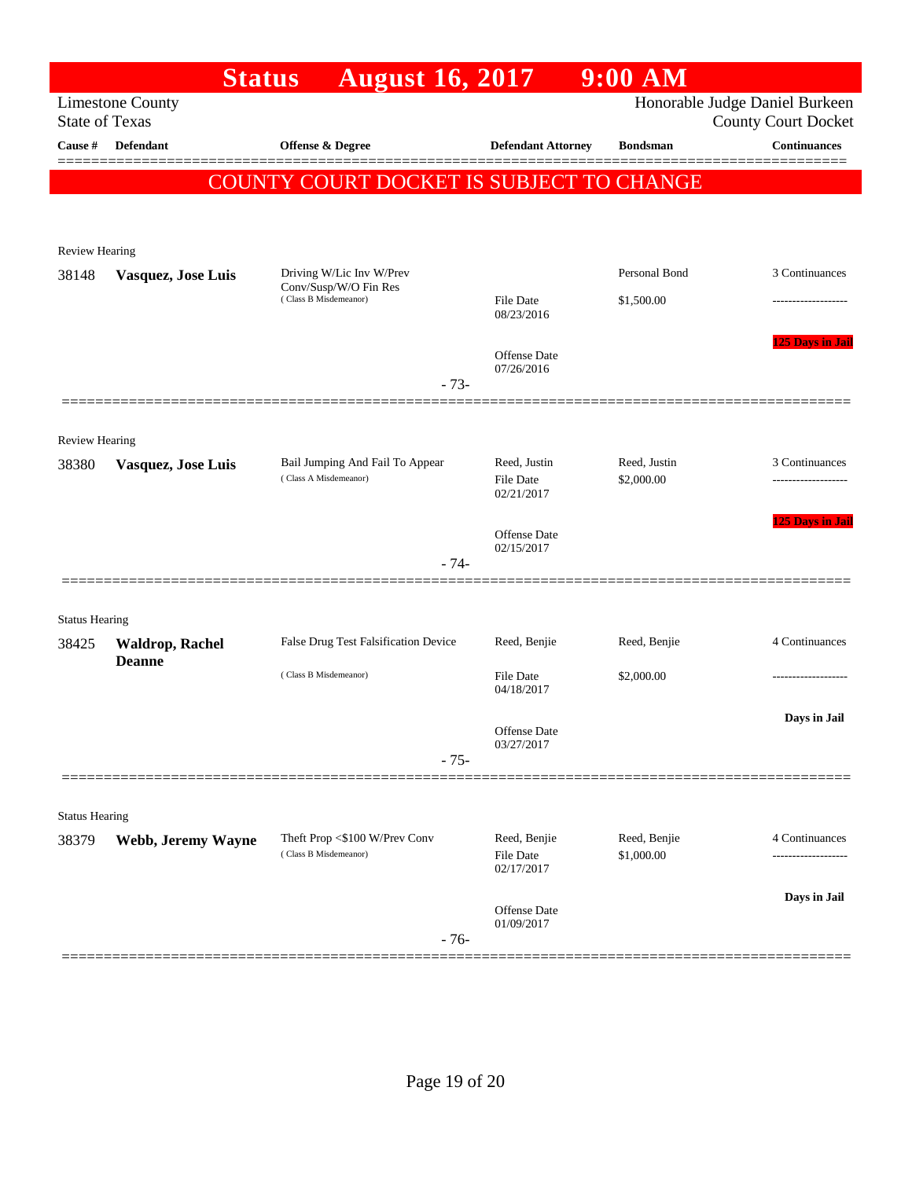# Status August 16, 2017 9:00 AM

Limestone County
State of Texas

Honorable Judge Daniel Burkeen
County Court Docket

| Cause # | Defendant | Offense & Degree | Defendant Attorney | Bondsman | Continuances |
|---|---|---|---|---|---|

**COUNTY COURT DOCKET IS SUBJECT TO CHANGE**

Review Hearing

| Cause # | Defendant | Offense & Degree | Defendant Attorney | Bondsman | Continuances |
|---|---|---|---|---|---|
| 38148 | **Vasquez, Jose Luis** | Driving W/Lic Inv W/Prev Conv/Susp/W/O Fin Res (Class B Misdemeanor) | File Date 08/23/2016 | Personal Bond $1,500.00 | 3 Continuances |
| | | | Offense Date 07/26/2016 | | 125 Days in Jail |

- 73-

Review Hearing

| Cause # | Defendant | Offense & Degree | Defendant Attorney | Bondsman | Continuances |
|---|---|---|---|---|---|
| 38380 | **Vasquez, Jose Luis** | Bail Jumping And Fail To Appear (Class A Misdemeanor) | Reed, Justin File Date 02/21/2017 | Reed, Justin $2,000.00 | 3 Continuances |
| | | | Offense Date 02/15/2017 | | 125 Days in Jail |

- 74-

Status Hearing

| Cause # | Defendant | Offense & Degree | Defendant Attorney | Bondsman | Continuances |
|---|---|---|---|---|---|
| 38425 | **Waldrop, Rachel Deanne** | False Drug Test Falsification Device (Class B Misdemeanor) | Reed, Benjie File Date 04/18/2017 | Reed, Benjie $2,000.00 | 4 Continuances |
| | | | Offense Date 03/27/2017 | | Days in Jail |

- 75-

Status Hearing

| Cause # | Defendant | Offense & Degree | Defendant Attorney | Bondsman | Continuances |
|---|---|---|---|---|---|
| 38379 | **Webb, Jeremy Wayne** | Theft Prop <$100 W/Prev Conv (Class B Misdemeanor) | Reed, Benjie File Date 02/17/2017 | Reed, Benjie $1,000.00 | 4 Continuances |
| | | | Offense Date 01/09/2017 | | Days in Jail |

- 76-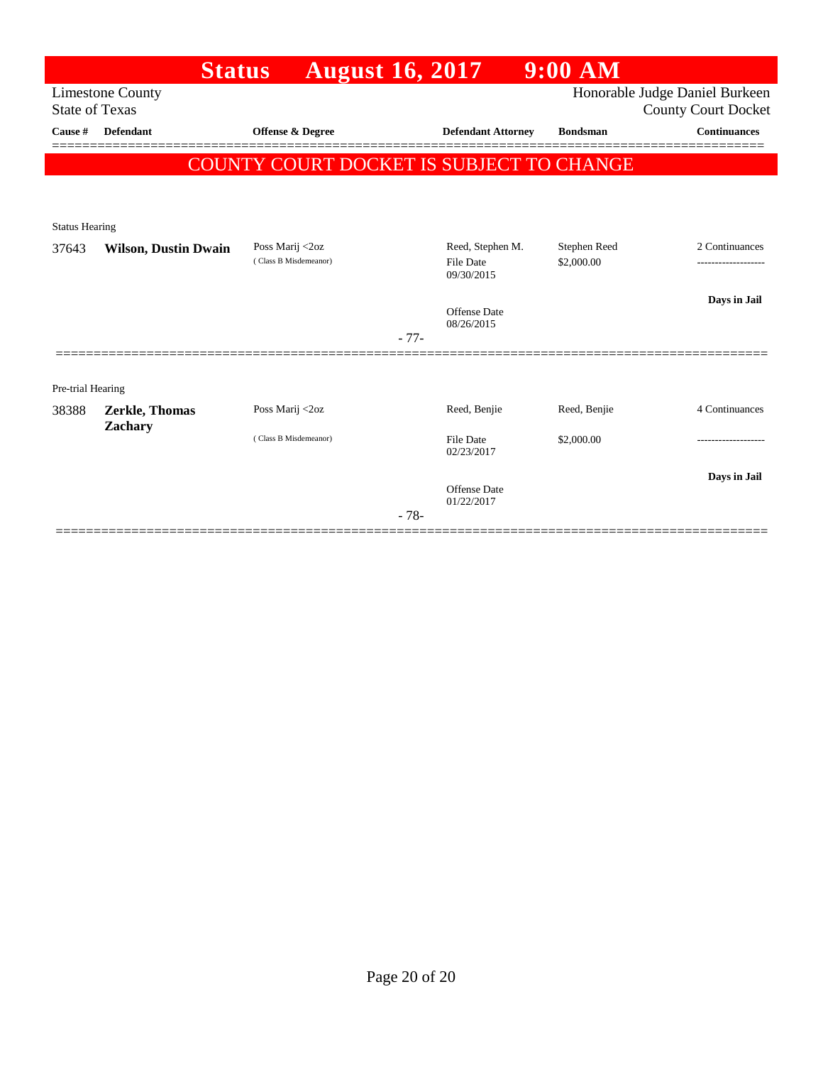# Status August 16, 2017 9:00 AM

Limestone County
State of Texas

Honorable Judge Daniel Burkeen
County Court Docket

| Cause # | Defendant | Offense & Degree | Defendant Attorney | Bondsman | Continuances |
|---|---|---|---|---|---|

## COUNTY COURT DOCKET IS SUBJECT TO CHANGE

Status Hearing

| Cause # | Defendant | Offense & Degree | Defendant Attorney | Bondsman | Continuances |
|---|---|---|---|---|---|
| 37643 | **Wilson, Dustin Dwain** | Poss Marij <2oz<br>( Class B Misdemeanor) | Reed, Stephen M.<br>File Date 09/30/2015<br>Offense Date 08/26/2015 | Stephen Reed<br>$2,000.00 | 2 Continuances<br>-------------------<br>**Days in Jail** |

- 77-

Pre-trial Hearing

| Cause # | Defendant | Offense & Degree | Defendant Attorney | Bondsman | Continuances |
|---|---|---|---|---|---|
| 38388 | **Zerkle, Thomas Zachary** | Poss Marij <2oz<br>( Class B Misdemeanor) | Reed, Benjie<br>File Date 02/23/2017<br>Offense Date 01/22/2017 | Reed, Benjie<br>$2,000.00 | 4 Continuances<br>-------------------<br>**Days in Jail** |

- 78-